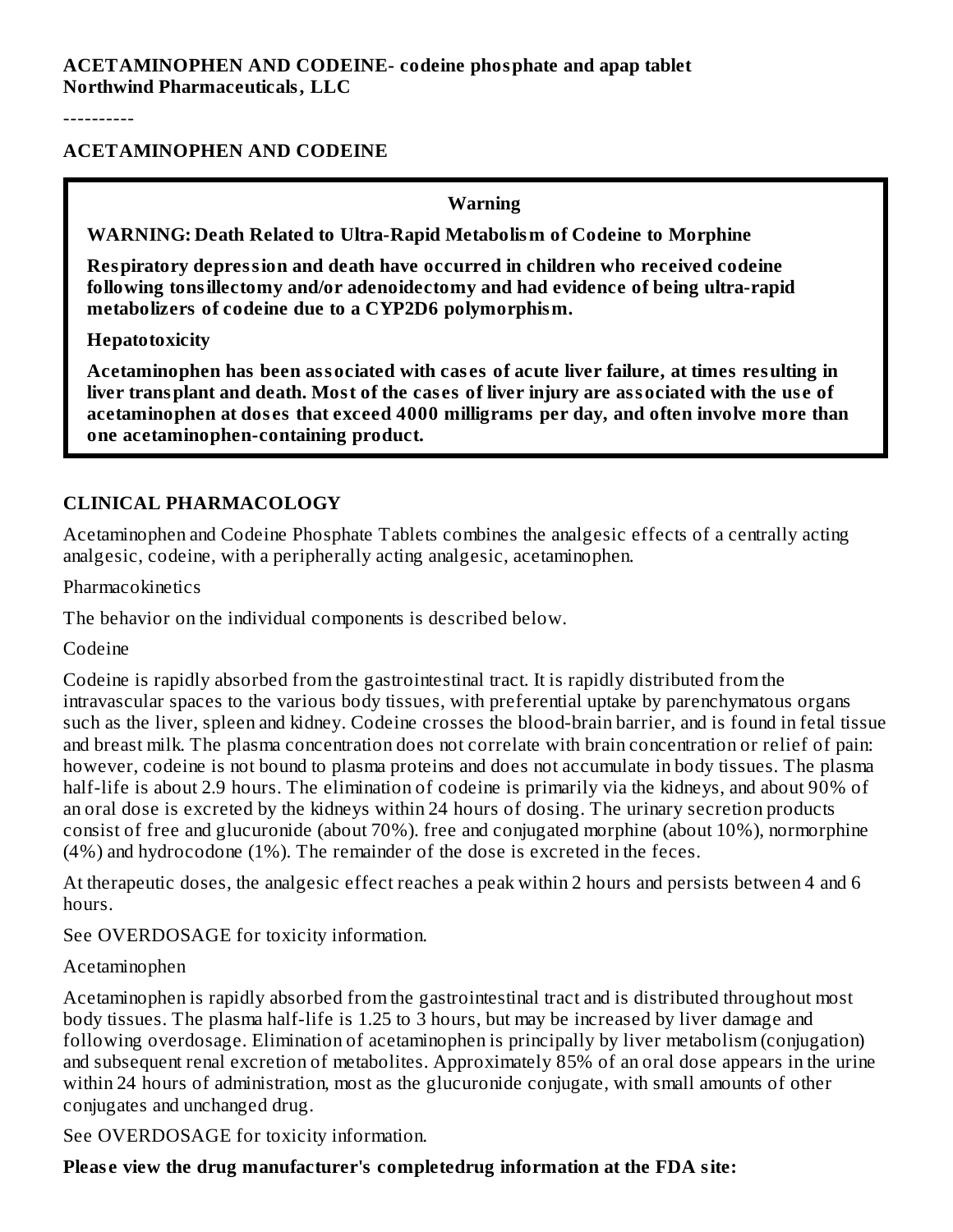**ACETAMINOPHEN AND CODEINE- codeine phosphate and apap tablet**
**Northwind Pharmaceuticals, LLC**

----------

## ACETAMINOPHEN AND CODEINE

**Warning**

**WARNING: Death Related to Ultra-Rapid Metabolism of Codeine to Morphine**

**Respiratory depression and death have occurred in children who received codeine following tonsillectomy and/or adenoidectomy and had evidence of being ultra-rapid metabolizers of codeine due to a CYP2D6 polymorphism.**

**Hepatotoxicity**

**Acetaminophen has been associated with cases of acute liver failure, at times resulting in liver transplant and death. Most of the cases of liver injury are associated with the use of acetaminophen at doses that exceed 4000 milligrams per day, and often involve more than one acetaminophen-containing product.**

## CLINICAL PHARMACOLOGY

Acetaminophen and Codeine Phosphate Tablets combines the analgesic effects of a centrally acting analgesic, codeine, with a peripherally acting analgesic, acetaminophen.

Pharmacokinetics

The behavior on the individual components is described below.

Codeine

Codeine is rapidly absorbed from the gastrointestinal tract. It is rapidly distributed from the intravascular spaces to the various body tissues, with preferential uptake by parenchymatous organs such as the liver, spleen and kidney. Codeine crosses the blood-brain barrier, and is found in fetal tissue and breast milk. The plasma concentration does not correlate with brain concentration or relief of pain: however, codeine is not bound to plasma proteins and does not accumulate in body tissues. The plasma half-life is about 2.9 hours. The elimination of codeine is primarily via the kidneys, and about 90% of an oral dose is excreted by the kidneys within 24 hours of dosing. The urinary secretion products consist of free and glucuronide (about 70%). free and conjugated morphine (about 10%), normorphine (4%) and hydrocodone (1%). The remainder of the dose is excreted in the feces.

At therapeutic doses, the analgesic effect reaches a peak within 2 hours and persists between 4 and 6 hours.

See OVERDOSAGE for toxicity information.

Acetaminophen

Acetaminophen is rapidly absorbed from the gastrointestinal tract and is distributed throughout most body tissues. The plasma half-life is 1.25 to 3 hours, but may be increased by liver damage and following overdosage. Elimination of acetaminophen is principally by liver metabolism (conjugation) and subsequent renal excretion of metabolites. Approximately 85% of an oral dose appears in the urine within 24 hours of administration, most as the glucuronide conjugate, with small amounts of other conjugates and unchanged drug.

See OVERDOSAGE for toxicity information.

**Please view the drug manufacturer's completedrug information at the FDA site:**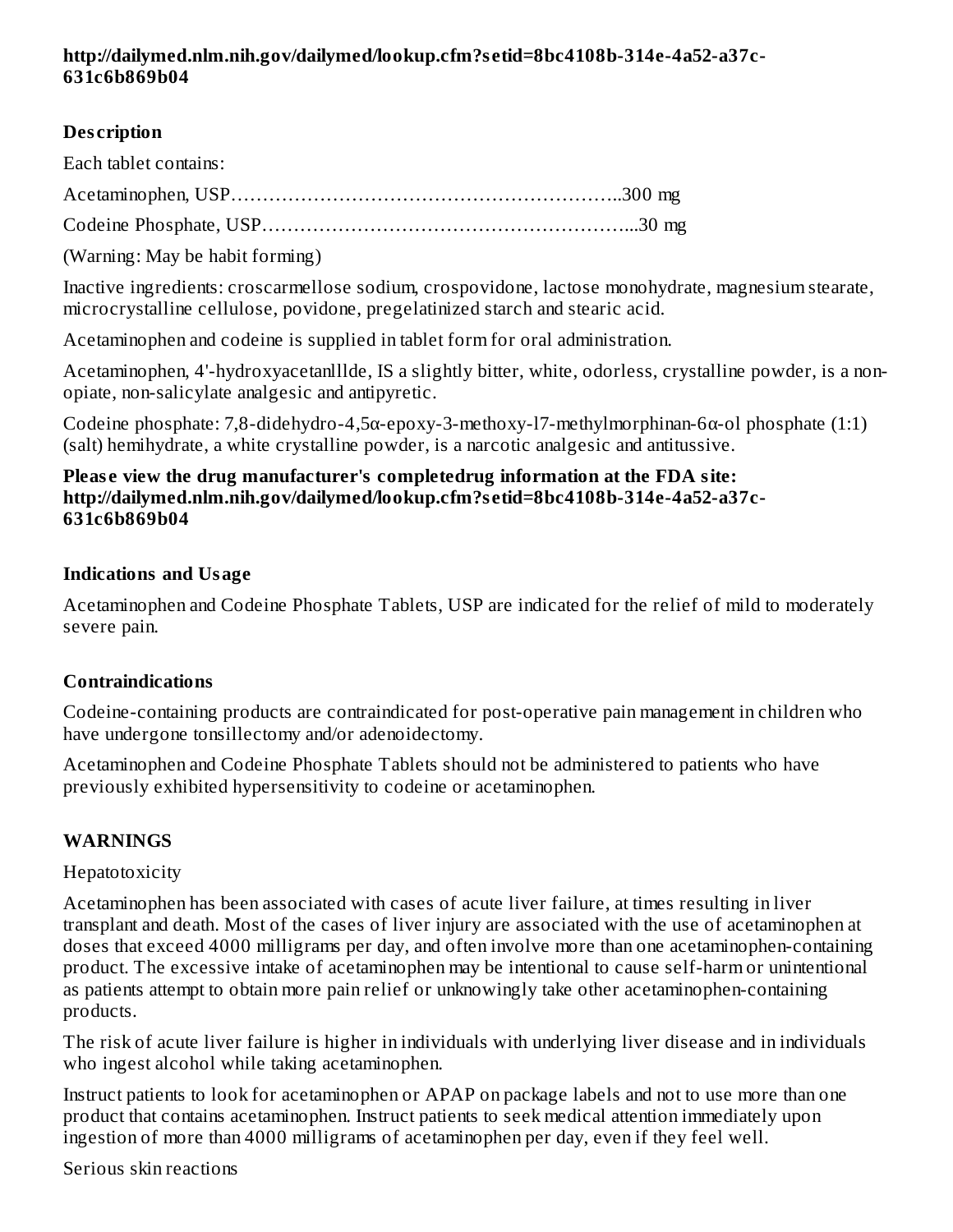**http://dailymed.nlm.nih.gov/dailymed/lookup.cfm?setid=8bc4108b-314e-4a52-a37c-631c6b869b04**

## Description

Each tablet contains:

Acetaminophen, USP……………………………………………………..300 mg

Codeine Phosphate, USP…………………………………………………...30 mg

(Warning: May be habit forming)

Inactive ingredients: croscarmellose sodium, crospovidone, lactose monohydrate, magnesium stearate, microcrystalline cellulose, povidone, pregelatinized starch and stearic acid.

Acetaminophen and codeine is supplied in tablet form for oral administration.

Acetaminophen, 4'-hydroxyacetanlllde, IS a slightly bitter, white, odorless, crystalline powder, is a non-opiate, non-salicylate analgesic and antipyretic.

Codeine phosphate: 7,8-didehydro-4,5α-epoxy-3-methoxy-l7-methylmorphinan-6α-ol phosphate (1:1) (salt) hemihydrate, a white crystalline powder, is a narcotic analgesic and antitussive.

**Please view the drug manufacturer's completedrug information at the FDA site: http://dailymed.nlm.nih.gov/dailymed/lookup.cfm?setid=8bc4108b-314e-4a52-a37c-631c6b869b04**

## Indications and Usage

Acetaminophen and Codeine Phosphate Tablets, USP are indicated for the relief of mild to moderately severe pain.

## Contraindications

Codeine-containing products are contraindicated for post-operative pain management in children who have undergone tonsillectomy and/or adenoidectomy.

Acetaminophen and Codeine Phosphate Tablets should not be administered to patients who have previously exhibited hypersensitivity to codeine or acetaminophen.

## WARNINGS

Hepatotoxicity

Acetaminophen has been associated with cases of acute liver failure, at times resulting in liver transplant and death. Most of the cases of liver injury are associated with the use of acetaminophen at doses that exceed 4000 milligrams per day, and often involve more than one acetaminophen-containing product. The excessive intake of acetaminophen may be intentional to cause self-harm or unintentional as patients attempt to obtain more pain relief or unknowingly take other acetaminophen-containing products.

The risk of acute liver failure is higher in individuals with underlying liver disease and in individuals who ingest alcohol while taking acetaminophen.

Instruct patients to look for acetaminophen or APAP on package labels and not to use more than one product that contains acetaminophen. Instruct patients to seek medical attention immediately upon ingestion of more than 4000 milligrams of acetaminophen per day, even if they feel well.

Serious skin reactions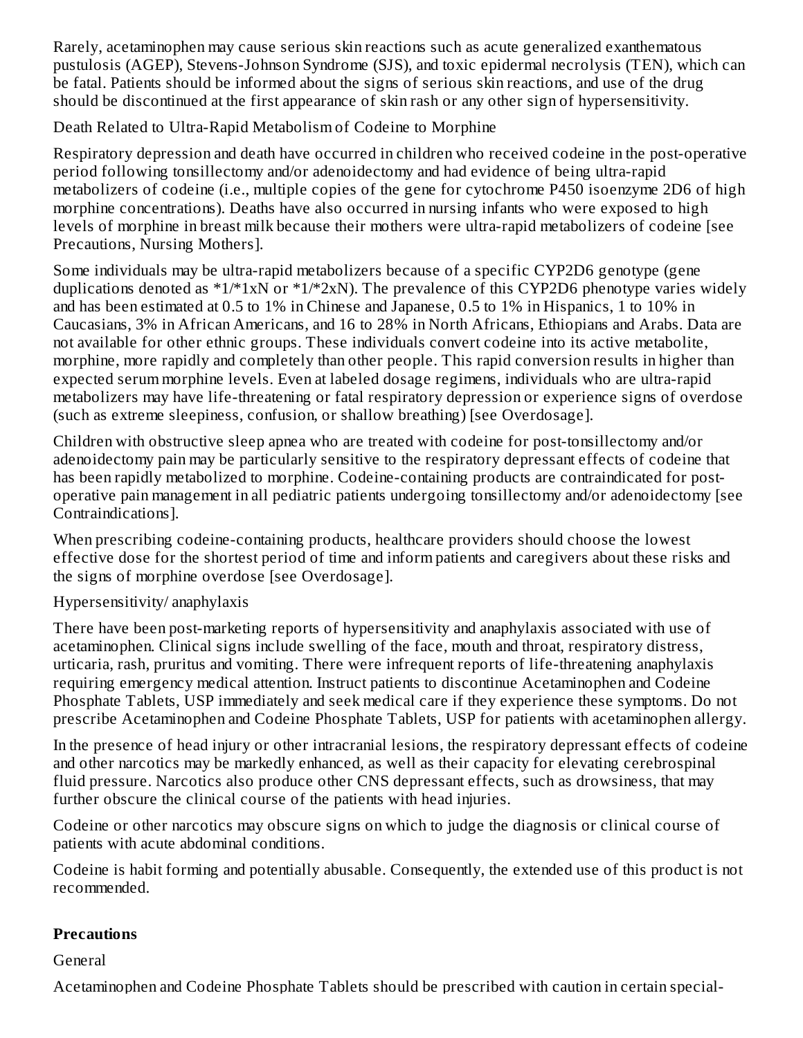Rarely, acetaminophen may cause serious skin reactions such as acute generalized exanthematous pustulosis (AGEP), Stevens-Johnson Syndrome (SJS), and toxic epidermal necrolysis (TEN), which can be fatal. Patients should be informed about the signs of serious skin reactions, and use of the drug should be discontinued at the first appearance of skin rash or any other sign of hypersensitivity.

Death Related to Ultra-Rapid Metabolism of Codeine to Morphine

Respiratory depression and death have occurred in children who received codeine in the post-operative period following tonsillectomy and/or adenoidectomy and had evidence of being ultra-rapid metabolizers of codeine (i.e., multiple copies of the gene for cytochrome P450 isoenzyme 2D6 of high morphine concentrations). Deaths have also occurred in nursing infants who were exposed to high levels of morphine in breast milk because their mothers were ultra-rapid metabolizers of codeine [see Precautions, Nursing Mothers].

Some individuals may be ultra-rapid metabolizers because of a specific CYP2D6 genotype (gene duplications denoted as *1/*1xN or *1/*2xN). The prevalence of this CYP2D6 phenotype varies widely and has been estimated at 0.5 to 1% in Chinese and Japanese, 0.5 to 1% in Hispanics, 1 to 10% in Caucasians, 3% in African Americans, and 16 to 28% in North Africans, Ethiopians and Arabs. Data are not available for other ethnic groups. These individuals convert codeine into its active metabolite, morphine, more rapidly and completely than other people. This rapid conversion results in higher than expected serum morphine levels. Even at labeled dosage regimens, individuals who are ultra-rapid metabolizers may have life-threatening or fatal respiratory depression or experience signs of overdose (such as extreme sleepiness, confusion, or shallow breathing) [see Overdosage].

Children with obstructive sleep apnea who are treated with codeine for post-tonsillectomy and/or adenoidectomy pain may be particularly sensitive to the respiratory depressant effects of codeine that has been rapidly metabolized to morphine. Codeine-containing products are contraindicated for post-operative pain management in all pediatric patients undergoing tonsillectomy and/or adenoidectomy [see Contraindications].

When prescribing codeine-containing products, healthcare providers should choose the lowest effective dose for the shortest period of time and inform patients and caregivers about these risks and the signs of morphine overdose [see Overdosage].

Hypersensitivity/ anaphylaxis

There have been post-marketing reports of hypersensitivity and anaphylaxis associated with use of acetaminophen. Clinical signs include swelling of the face, mouth and throat, respiratory distress, urticaria, rash, pruritus and vomiting. There were infrequent reports of life-threatening anaphylaxis requiring emergency medical attention. Instruct patients to discontinue Acetaminophen and Codeine Phosphate Tablets, USP immediately and seek medical care if they experience these symptoms. Do not prescribe Acetaminophen and Codeine Phosphate Tablets, USP for patients with acetaminophen allergy.

In the presence of head injury or other intracranial lesions, the respiratory depressant effects of codeine and other narcotics may be markedly enhanced, as well as their capacity for elevating cerebrospinal fluid pressure. Narcotics also produce other CNS depressant effects, such as drowsiness, that may further obscure the clinical course of the patients with head injuries.

Codeine or other narcotics may obscure signs on which to judge the diagnosis or clinical course of patients with acute abdominal conditions.

Codeine is habit forming and potentially abusable. Consequently, the extended use of this product is not recommended.

## Precautions

General

Acetaminophen and Codeine Phosphate Tablets should be prescribed with caution in certain special-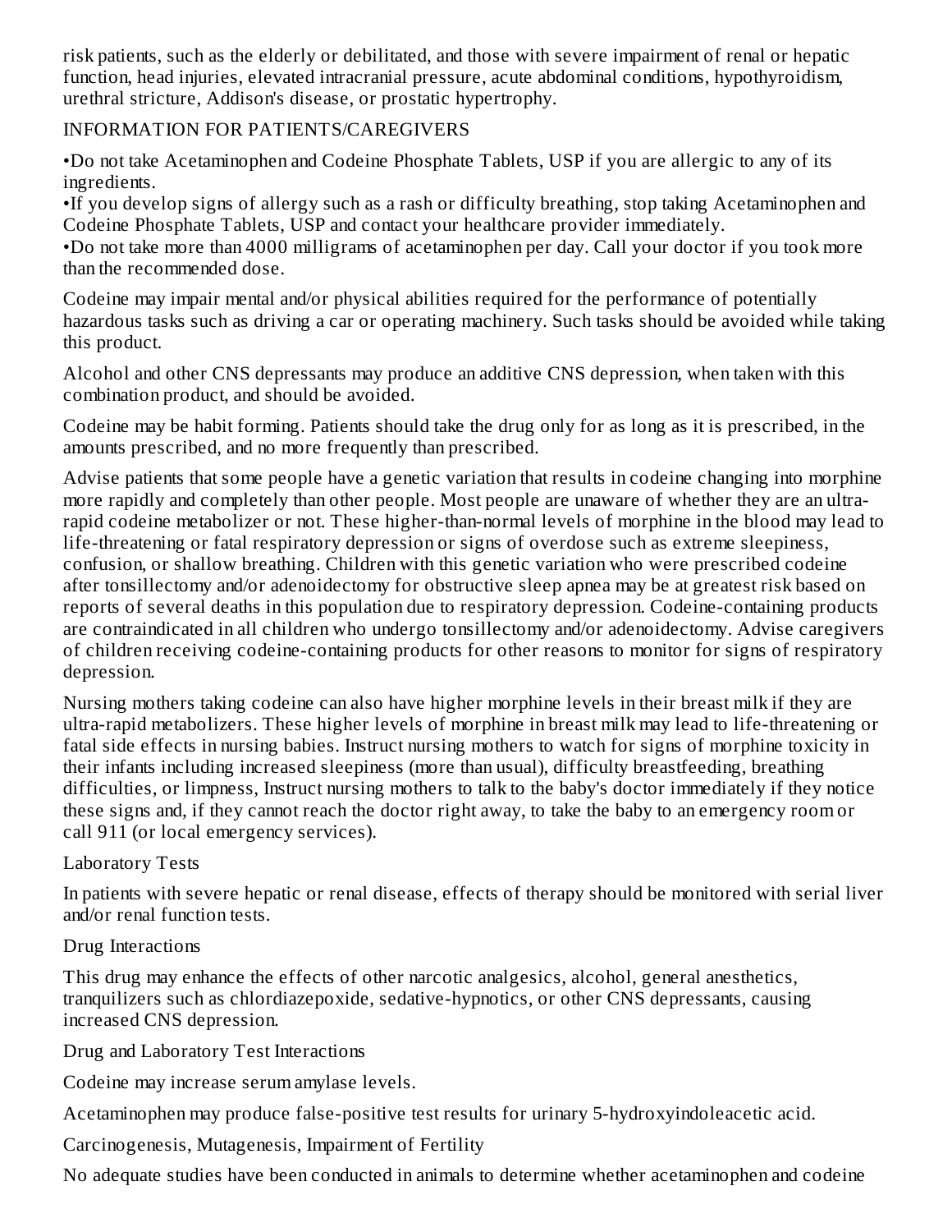risk patients, such as the elderly or debilitated, and those with severe impairment of renal or hepatic function, head injuries, elevated intracranial pressure, acute abdominal conditions, hypothyroidism, urethral stricture, Addison's disease, or prostatic hypertrophy.

### INFORMATION FOR PATIENTS/CAREGIVERS

•Do not take Acetaminophen and Codeine Phosphate Tablets, USP if you are allergic to any of its ingredients.
•If you develop signs of allergy such as a rash or difficulty breathing, stop taking Acetaminophen and Codeine Phosphate Tablets, USP and contact your healthcare provider immediately.
•Do not take more than 4000 milligrams of acetaminophen per day. Call your doctor if you took more than the recommended dose.

Codeine may impair mental and/or physical abilities required for the performance of potentially hazardous tasks such as driving a car or operating machinery. Such tasks should be avoided while taking this product.

Alcohol and other CNS depressants may produce an additive CNS depression, when taken with this combination product, and should be avoided.

Codeine may be habit forming. Patients should take the drug only for as long as it is prescribed, in the amounts prescribed, and no more frequently than prescribed.

Advise patients that some people have a genetic variation that results in codeine changing into morphine more rapidly and completely than other people. Most people are unaware of whether they are an ultra-rapid codeine metabolizer or not. These higher-than-normal levels of morphine in the blood may lead to life-threatening or fatal respiratory depression or signs of overdose such as extreme sleepiness, confusion, or shallow breathing. Children with this genetic variation who were prescribed codeine after tonsillectomy and/or adenoidectomy for obstructive sleep apnea may be at greatest risk based on reports of several deaths in this population due to respiratory depression. Codeine-containing products are contraindicated in all children who undergo tonsillectomy and/or adenoidectomy. Advise caregivers of children receiving codeine-containing products for other reasons to monitor for signs of respiratory depression.

Nursing mothers taking codeine can also have higher morphine levels in their breast milk if they are ultra-rapid metabolizers. These higher levels of morphine in breast milk may lead to life-threatening or fatal side effects in nursing babies. Instruct nursing mothers to watch for signs of morphine toxicity in their infants including increased sleepiness (more than usual), difficulty breastfeeding, breathing difficulties, or limpness, Instruct nursing mothers to talk to the baby's doctor immediately if they notice these signs and, if they cannot reach the doctor right away, to take the baby to an emergency room or call 911 (or local emergency services).

### Laboratory Tests

In patients with severe hepatic or renal disease, effects of therapy should be monitored with serial liver and/or renal function tests.

### Drug Interactions

This drug may enhance the effects of other narcotic analgesics, alcohol, general anesthetics, tranquilizers such as chlordiazepoxide, sedative-hypnotics, or other CNS depressants, causing increased CNS depression.

### Drug and Laboratory Test Interactions

Codeine may increase serum amylase levels.

Acetaminophen may produce false-positive test results for urinary 5-hydroxyindoleacetic acid.

### Carcinogenesis, Mutagenesis, Impairment of Fertility

No adequate studies have been conducted in animals to determine whether acetaminophen and codeine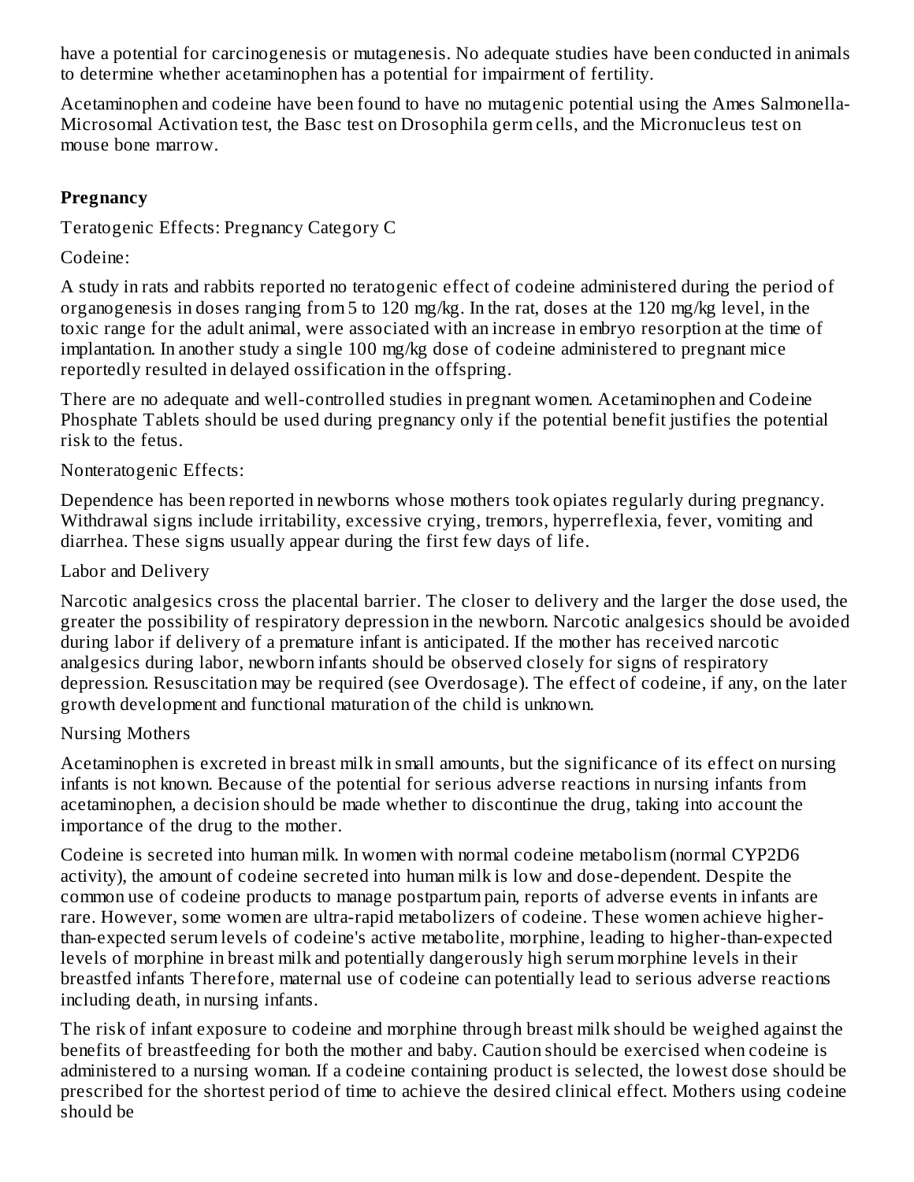have a potential for carcinogenesis or mutagenesis. No adequate studies have been conducted in animals to determine whether acetaminophen has a potential for impairment of fertility.

Acetaminophen and codeine have been found to have no mutagenic potential using the Ames Salmonella-Microsomal Activation test, the Basc test on Drosophila germ cells, and the Micronucleus test on mouse bone marrow.

**Pregnancy**

Teratogenic Effects: Pregnancy Category C

Codeine:

A study in rats and rabbits reported no teratogenic effect of codeine administered during the period of organogenesis in doses ranging from 5 to 120 mg/kg. In the rat, doses at the 120 mg/kg level, in the toxic range for the adult animal, were associated with an increase in embryo resorption at the time of implantation. In another study a single 100 mg/kg dose of codeine administered to pregnant mice reportedly resulted in delayed ossification in the offspring.

There are no adequate and well-controlled studies in pregnant women. Acetaminophen and Codeine Phosphate Tablets should be used during pregnancy only if the potential benefit justifies the potential risk to the fetus.

Nonteratogenic Effects:

Dependence has been reported in newborns whose mothers took opiates regularly during pregnancy. Withdrawal signs include irritability, excessive crying, tremors, hyperreflexia, fever, vomiting and diarrhea. These signs usually appear during the first few days of life.

Labor and Delivery

Narcotic analgesics cross the placental barrier. The closer to delivery and the larger the dose used, the greater the possibility of respiratory depression in the newborn. Narcotic analgesics should be avoided during labor if delivery of a premature infant is anticipated. If the mother has received narcotic analgesics during labor, newborn infants should be observed closely for signs of respiratory depression. Resuscitation may be required (see Overdosage). The effect of codeine, if any, on the later growth development and functional maturation of the child is unknown.

Nursing Mothers

Acetaminophen is excreted in breast milk in small amounts, but the significance of its effect on nursing infants is not known. Because of the potential for serious adverse reactions in nursing infants from acetaminophen, a decision should be made whether to discontinue the drug, taking into account the importance of the drug to the mother.

Codeine is secreted into human milk. In women with normal codeine metabolism (normal CYP2D6 activity), the amount of codeine secreted into human milk is low and dose-dependent. Despite the common use of codeine products to manage postpartum pain, reports of adverse events in infants are rare. However, some women are ultra-rapid metabolizers of codeine. These women achieve higher-than-expected serum levels of codeine's active metabolite, morphine, leading to higher-than-expected levels of morphine in breast milk and potentially dangerously high serum morphine levels in their breastfed infants Therefore, maternal use of codeine can potentially lead to serious adverse reactions including death, in nursing infants.

The risk of infant exposure to codeine and morphine through breast milk should be weighed against the benefits of breastfeeding for both the mother and baby. Caution should be exercised when codeine is administered to a nursing woman. If a codeine containing product is selected, the lowest dose should be prescribed for the shortest period of time to achieve the desired clinical effect. Mothers using codeine should be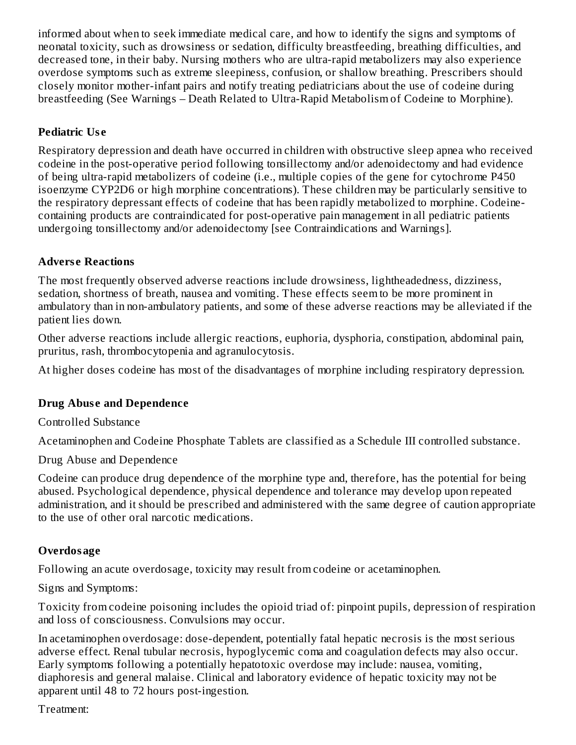informed about when to seek immediate medical care, and how to identify the signs and symptoms of neonatal toxicity, such as drowsiness or sedation, difficulty breastfeeding, breathing difficulties, and decreased tone, in their baby. Nursing mothers who are ultra-rapid metabolizers may also experience overdose symptoms such as extreme sleepiness, confusion, or shallow breathing. Prescribers should closely monitor mother-infant pairs and notify treating pediatricians about the use of codeine during breastfeeding (See Warnings – Death Related to Ultra-Rapid Metabolism of Codeine to Morphine).

### Pediatric Use

Respiratory depression and death have occurred in children with obstructive sleep apnea who received codeine in the post-operative period following tonsillectomy and/or adenoidectomy and had evidence of being ultra-rapid metabolizers of codeine (i.e., multiple copies of the gene for cytochrome P450 isoenzyme CYP2D6 or high morphine concentrations). These children may be particularly sensitive to the respiratory depressant effects of codeine that has been rapidly metabolized to morphine. Codeine-containing products are contraindicated for post-operative pain management in all pediatric patients undergoing tonsillectomy and/or adenoidectomy [see Contraindications and Warnings].

### Adverse Reactions

The most frequently observed adverse reactions include drowsiness, lightheadedness, dizziness, sedation, shortness of breath, nausea and vomiting. These effects seem to be more prominent in ambulatory than in non-ambulatory patients, and some of these adverse reactions may be alleviated if the patient lies down.

Other adverse reactions include allergic reactions, euphoria, dysphoria, constipation, abdominal pain, pruritus, rash, thrombocytopenia and agranulocytosis.

At higher doses codeine has most of the disadvantages of morphine including respiratory depression.

### Drug Abuse and Dependence

Controlled Substance

Acetaminophen and Codeine Phosphate Tablets are classified as a Schedule III controlled substance.

Drug Abuse and Dependence

Codeine can produce drug dependence of the morphine type and, therefore, has the potential for being abused. Psychological dependence, physical dependence and tolerance may develop upon repeated administration, and it should be prescribed and administered with the same degree of caution appropriate to the use of other oral narcotic medications.

### Overdosage

Following an acute overdosage, toxicity may result from codeine or acetaminophen.

Signs and Symptoms:

Toxicity from codeine poisoning includes the opioid triad of: pinpoint pupils, depression of respiration and loss of consciousness. Convulsions may occur.

In acetaminophen overdosage: dose-dependent, potentially fatal hepatic necrosis is the most serious adverse effect. Renal tubular necrosis, hypoglycemic coma and coagulation defects may also occur. Early symptoms following a potentially hepatotoxic overdose may include: nausea, vomiting, diaphoresis and general malaise. Clinical and laboratory evidence of hepatic toxicity may not be apparent until 48 to 72 hours post-ingestion.

Treatment: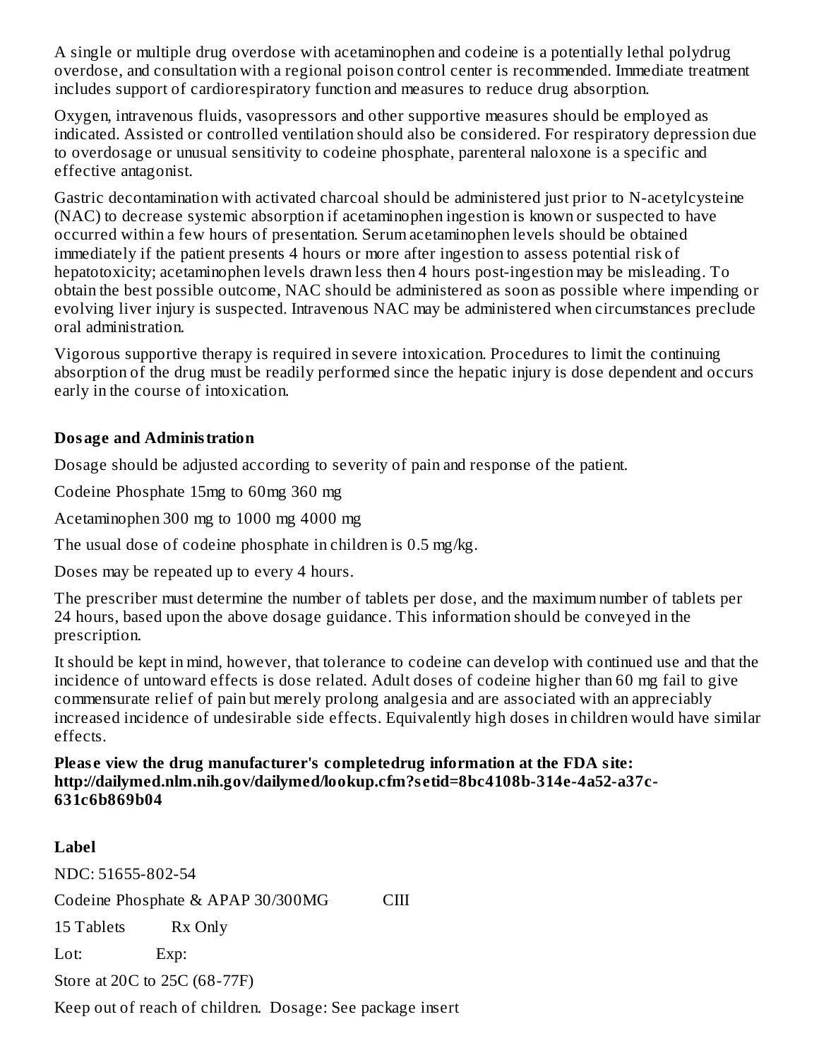A single or multiple drug overdose with acetaminophen and codeine is a potentially lethal polydrug overdose, and consultation with a regional poison control center is recommended. Immediate treatment includes support of cardiorespiratory function and measures to reduce drug absorption.

Oxygen, intravenous fluids, vasopressors and other supportive measures should be employed as indicated. Assisted or controlled ventilation should also be considered. For respiratory depression due to overdosage or unusual sensitivity to codeine phosphate, parenteral naloxone is a specific and effective antagonist.

Gastric decontamination with activated charcoal should be administered just prior to N-acetylcysteine (NAC) to decrease systemic absorption if acetaminophen ingestion is known or suspected to have occurred within a few hours of presentation. Serum acetaminophen levels should be obtained immediately if the patient presents 4 hours or more after ingestion to assess potential risk of hepatotoxicity; acetaminophen levels drawn less then 4 hours post-ingestion may be misleading. To obtain the best possible outcome, NAC should be administered as soon as possible where impending or evolving liver injury is suspected. Intravenous NAC may be administered when circumstances preclude oral administration.

Vigorous supportive therapy is required in severe intoxication. Procedures to limit the continuing absorption of the drug must be readily performed since the hepatic injury is dose dependent and occurs early in the course of intoxication.

**Dosage and Administration**

Dosage should be adjusted according to severity of pain and response of the patient.

Codeine Phosphate 15mg to 60mg 360 mg

Acetaminophen 300 mg to 1000 mg 4000 mg

The usual dose of codeine phosphate in children is 0.5 mg/kg.

Doses may be repeated up to every 4 hours.

The prescriber must determine the number of tablets per dose, and the maximum number of tablets per 24 hours, based upon the above dosage guidance. This information should be conveyed in the prescription.

It should be kept in mind, however, that tolerance to codeine can develop with continued use and that the incidence of untoward effects is dose related. Adult doses of codeine higher than 60 mg fail to give commensurate relief of pain but merely prolong analgesia and are associated with an appreciably increased incidence of undesirable side effects. Equivalently high doses in children would have similar effects.

**Please view the drug manufacturer's completedrug information at the FDA site: http://dailymed.nlm.nih.gov/dailymed/lookup.cfm?setid=8bc4108b-314e-4a52-a37c-631c6b869b04**

**Label**

NDC: 51655-802-54

Codeine Phosphate & APAP 30/300MG CIII

15 Tablets Rx Only

Lot: Exp:

Store at 20C to 25C (68-77F)

Keep out of reach of children. Dosage: See package insert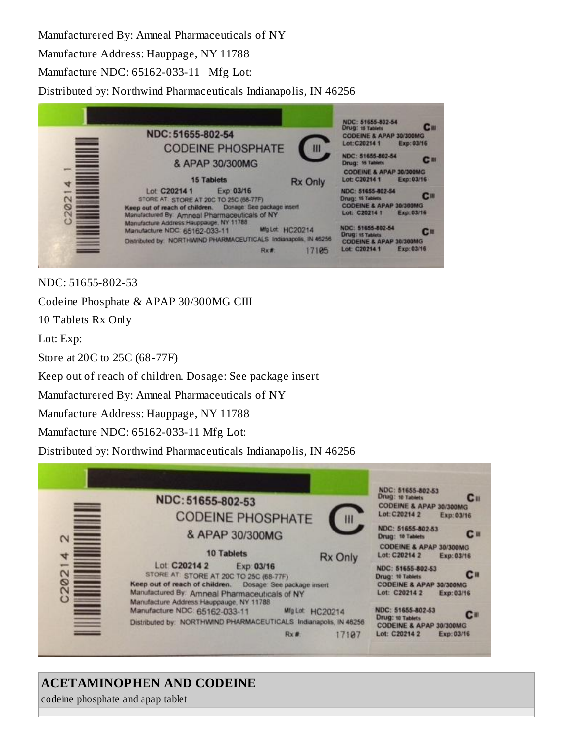Manufacturered By: Amneal Pharmaceuticals of NY

Manufacture Address: Hauppage, NY 11788

Manufacture NDC: 65162-033-11   Mfg Lot:

Distributed by: Northwind Pharmaceuticals Indianapolis, IN 46256

NDC: 51655-802-53

Codeine Phosphate & APAP 30/300MG CIII

10 Tablets Rx Only

Lot: Exp:

Store at 20C to 25C (68-77F)

Keep out of reach of children. Dosage: See package insert

Manufacturered By: Amneal Pharmaceuticals of NY

Manufacture Address: Hauppage, NY 11788

Manufacture NDC: 65162-033-11 Mfg Lot:

Distributed by: Northwind Pharmaceuticals Indianapolis, IN 46256

## ACETAMINOPHEN AND CODEINE

codeine phosphate and apap tablet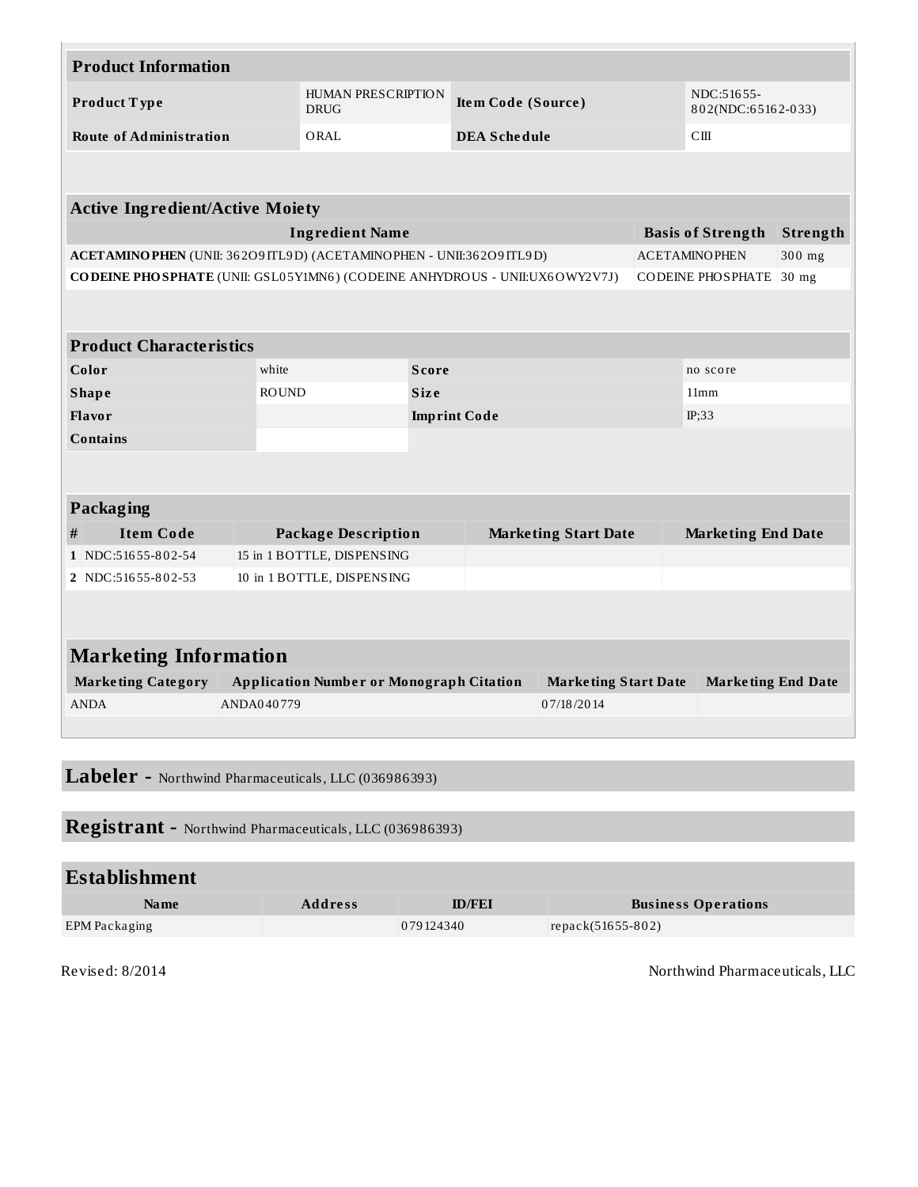| Product Information | | | |
|---|---|---|---|
| **Product Type** | HUMAN PRESCRIPTION DRUG | **Item Code (Source)** | NDC:51655-802(NDC:65162-033) |
| **Route of Administration** | ORAL | **DEA Schedule** | CIII |

| Active Ingredient/Active Moiety | | |
|---|---|---|
| **Ingredient Name** | **Basis of Strength** | **Strength** |
| **ACETAMINOPHEN** (UNII: 362O9ITL9D) (ACETAMINOPHEN - UNII:362O9ITL9D) | ACETAMINOPHEN | 300 mg |
| **CODEINE PHOSPHATE** (UNII: GSL05Y1MN6) (CODEINE ANHYDROUS - UNII:UX6OWY2V7J) | CODEINE PHOSPHATE | 30 mg |

| Product Characteristics | | | |
|---|---|---|---|
| **Color** | white | **Score** | no score |
| **Shape** | ROUND | **Size** | 11mm |
| **Flavor** | | **Imprint Code** | IP;33 |
| **Contains** | | | |

| Packaging | | | | |
|---|---|---|---|---|
| **#** | **Item Code** | **Package Description** | **Marketing Start Date** | **Marketing End Date** |
| 1 | NDC:51655-802-54 | 15 in 1 BOTTLE, DISPENSING | | |
| 2 | NDC:51655-802-53 | 10 in 1 BOTTLE, DISPENSING | | |

| Marketing Information | | | |
|---|---|---|---|
| **Marketing Category** | **Application Number or Monograph Citation** | **Marketing Start Date** | **Marketing End Date** |
| ANDA | ANDA040779 | 07/18/2014 | |

## Labeler - Northwind Pharmaceuticals, LLC (036986393)

## Registrant - Northwind Pharmaceuticals, LLC (036986393)

| Establishment | | | |
|---|---|---|---|
| **Name** | **Address** | **ID/FEI** | **Business Operations** |
| EPM Packaging | | 079124340 | repack(51655-802) |

Revised: 8/2014

Northwind Pharmaceuticals, LLC